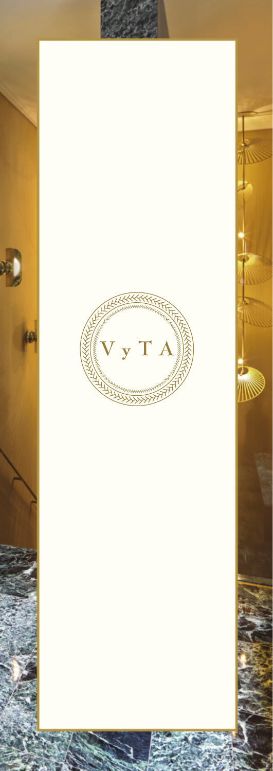# V y T A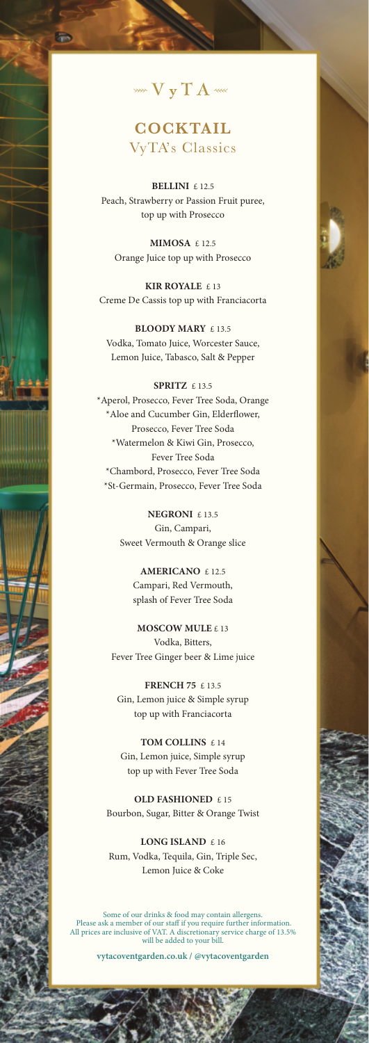# VyTA

## COCKTAIL

### VyTA's Classics

**BELLINI** £ 12.5
Peach, Strawberry or Passion Fruit puree, top up with Prosecco

**MIMOSA** £ 12.5
Orange Juice top up with Prosecco

**KIR ROYALE** £ 13
Creme De Cassis top up with Franciacorta

**BLOODY MARY** £ 13.5
Vodka, Tomato Juice, Worcester Sauce, Lemon Juice, Tabasco, Salt & Pepper

**SPRITZ** £ 13.5
*Aperol, Prosecco, Fever Tree Soda, Orange
*Aloe and Cucumber Gin, Elderflower, Prosecco, Fever Tree Soda
*Watermelon & Kiwi Gin, Prosecco, Fever Tree Soda
*Chambord, Prosecco, Fever Tree Soda
*St-Germain, Prosecco, Fever Tree Soda

**NEGRONI** £ 13.5
Gin, Campari, Sweet Vermouth & Orange slice

**AMERICANO** £ 12.5
Campari, Red Vermouth, splash of Fever Tree Soda

**MOSCOW MULE** £ 13
Vodka, Bitters, Fever Tree Ginger beer & Lime juice

**FRENCH 75** £ 13.5
Gin, Lemon juice & Simple syrup top up with Franciacorta

**TOM COLLINS** £ 14
Gin, Lemon juice, Simple syrup top up with Fever Tree Soda

**OLD FASHIONED** £ 15
Bourbon, Sugar, Bitter & Orange Twist

**LONG ISLAND** £ 16
Rum, Vodka, Tequila, Gin, Triple Sec, Lemon Juice & Coke

Some of our drinks & food may contain allergens.
Please ask a member of our staff if you require further information.
All prices are inclusive of VAT. A discretionary service charge of 13.5% will be added to your bill.

**vytacoventgarden.co.uk / @vytacoventgarden**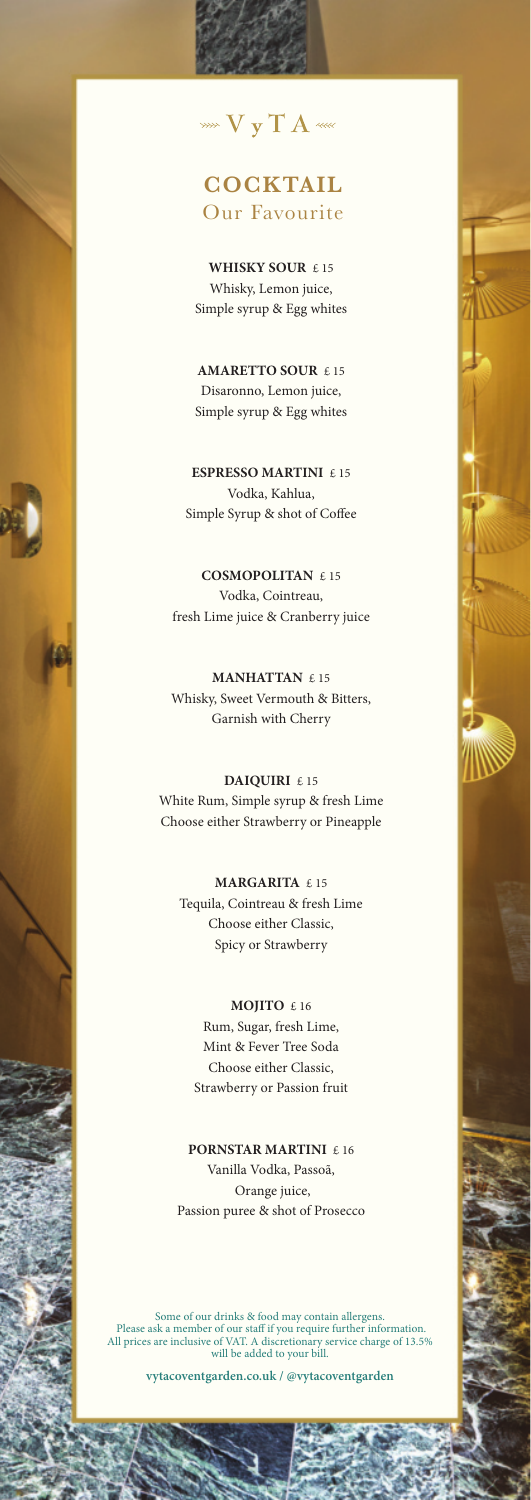# VyTA

## COCKTAIL
### Our Favourite

**WHISKY SOUR** £ 15
Whisky, Lemon juice,
Simple syrup & Egg whites

**AMARETTO SOUR** £ 15
Disaronno, Lemon juice,
Simple syrup & Egg whites

**ESPRESSO MARTINI** £ 15
Vodka, Kahlua,
Simple Syrup & shot of Coffee

**COSMOPOLITAN** £ 15
Vodka, Cointreau,
fresh Lime juice & Cranberry juice

**MANHATTAN** £ 15
Whisky, Sweet Vermouth & Bitters,
Garnish with Cherry

**DAIQUIRI** £ 15
White Rum, Simple syrup & fresh Lime
Choose either Strawberry or Pineapple

**MARGARITA** £ 15
Tequila, Cointreau & fresh Lime
Choose either Classic,
Spicy or Strawberry

**MOJITO** £ 16
Rum, Sugar, fresh Lime,
Mint & Fever Tree Soda
Choose either Classic,
Strawberry or Passion fruit

**PORNSTAR MARTINI** £ 16
Vanilla Vodka, Passoã,
Orange juice,
Passion puree & shot of Prosecco

Some of our drinks & food may contain allergens.
Please ask a member of our staff if you require further information.
All prices are inclusive of VAT. A discretionary service charge of 13.5% will be added to your bill.

**vytacoventgarden.co.uk / @vytacoventgarden**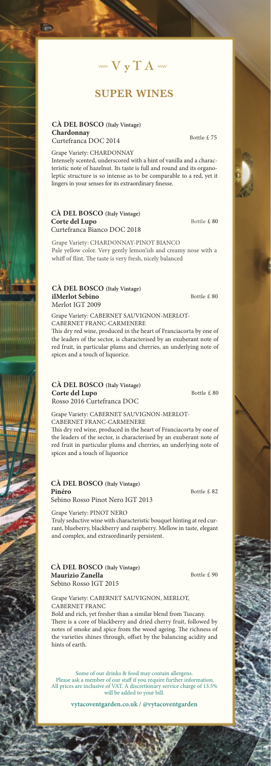# VyTA

## SUPER WINES

**CÀ DEL BOSCO (Italy Vintage)**
**Chardonnay**
Curtefranca DOC 2014

Bottle £ 75

Grape Variety: CHARDONNAY
Intensely scented, underscored with a hint of vanilla and a characteristic note of hazelnut. Its taste is full and round and its organoleptic structure is so intense as to be comparable to a red, yet it lingers in your senses for its extraordinary finesse.

**CÀ DEL BOSCO (Italy Vintage)**
**Corte del Lupo**
Curtefranca Bianco DOC 2018

Bottle £ 80

Grape Variety: CHARDONNAY-PINOT BIANCO
Pale yellow color. Very gently lemon'ish and creamy nose with a whiff of flint. The taste is very fresh, nicely balanced

**CÀ DEL BOSCO (Italy Vintage)**
**ilMerlot Sebino**
Merlot IGT 2009

Bottle £ 80

Grape Variety: CABERNET SAUVIGNON-MERLOT-CABERNET FRANC-CARMENERE
This dry red wine, produced in the heart of Franciacorta by one of the leaders of the sector, is characterised by an exuberant note of red fruit, in particular plums and cherries, an underlying note of spices and a touch of liquorice.

**CÀ DEL BOSCO (Italy Vintage)**
**Corte del Lupo**
Rosso 2016 Curtefranca DOC

Bottle £ 80

Grape Variety: CABERNET SAUVIGNON-MERLOT-CABERNET FRANC-CARMENERE
This dry red wine, produced in the heart of Franciacorta by one of the leaders of the sector, is characterised by an exuberant note of red fruit in particular plums and cherries, an underlying note of spices and a touch of liquorice

**CÀ DEL BOSCO (Italy Vintage)**
**Pinéro**
Sebino Rosso Pinot Nero IGT 2013

Bottle £ 82

Grape Variety: PINOT NERO
Truly seductive wine with characteristic bouquet hinting at red currant, blueberry, blackberry and raspberry. Mellow in taste, elegant and complex, and extraordinarily persistent.

**CÀ DEL BOSCO (Italy Vintage)**
**Maurizio Zanella**
Sebino Rosso IGT 2015

Bottle £ 90

Grape Variety: CABERNET SAUVIGNON, MERLOT, CABERNET FRANC
Bold and rich, yet fresher than a similar blend from Tuscany. There is a core of blackberry and dried cherry fruit, followed by notes of smoke and spice from the wood ageing. The richness of the varieties shines through, offset by the balancing acidity and hints of earth.

Some of our drinks & food may contain allergens.
Please ask a member of our staff if you require further information.
All prices are inclusive of VAT. A discretionary service charge of 13.5% will be added to your bill.

**vytacoventgarden.co.uk / @vytacoventgarden**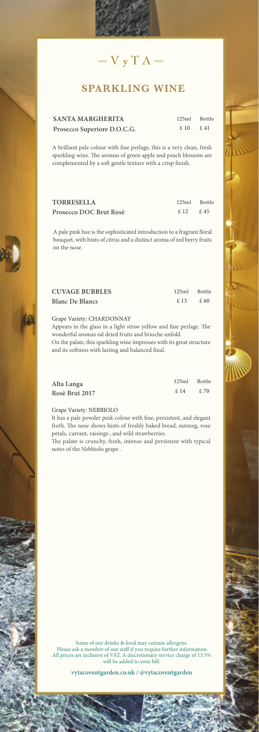# VyTA

## SPARKLING WINE

| | 125ml | Bottle |
|---|---|---|
| **SANTA MARGHERITA** **Prosecco Superiore D.O.C.G.** | £ 10 | £ 41 |

A brilliant pale colour with fine perlage, this is a very clean, fresh sparkling wine. The aromas of green apple and peach blossom are complemented by a soft gentle texture with a crisp finish.

| | 125ml | Bottle |
|---|---|---|
| **TORRESELLA** **Prosecco DOC Brut Rosè** | £ 12 | £ 45 |

A pale pink hue is the sophisticated introduction to a fragrant floral bouquet, with hints of citrus and a distinct aroma of red berry fruits on the nose.

| | 125ml | Bottle |
|---|---|---|
| **CUVAGE BUBBLES** **Blanc De Blancs** | £ 13 | £ 60 |

Grape Variety: CHARDONNAY

Appears in the glass in a light straw yellow and fine perlage. The wonderful aromas od dried fruits and brioche unfold.
On the palate, this sparkling wine impresses with its great structure and its softness with lasting and balanced final.

| | 125ml | Bottle |
|---|---|---|
| **Alta Langa** **Rosè Brut 2017** | £ 14 | £ 70 |

Grape Variety: NEBBIOLO

It has a pale powder pink colour with fine, persistent, and elegant froth. The nose shows hints of freshly baked bread, nutmeg, rose petals, currant, raisings , and wild strawberries.
The palate is crunchy, fresh, intense and persistent with typical notes of the Nebbiolo grape .

Some of our drinks & food may contain allergens.
Please ask a member of our staff if you require further information.
All prices are inclusive of VAT. A discretionary service charge of 13.5% will be added to your bill.

**vytacoventgarden.co.uk / @vytacoventgarden**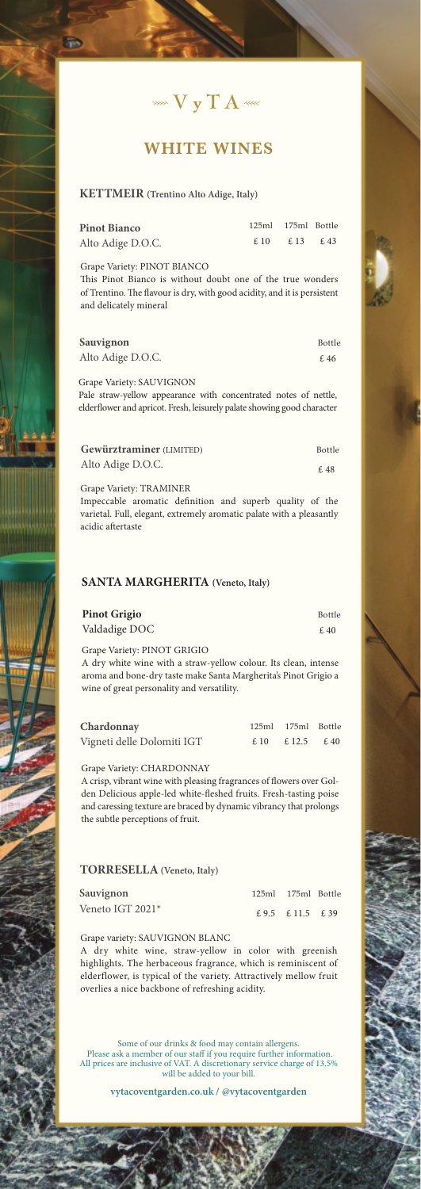# VyTA

## WHITE WINES

### KETTMEIR (Trentino Alto Adige, Italy)

| **Pinot Bianco** | 125ml | 175ml | Bottle |
|---|---|---|---|
| Alto Adige D.O.C. | £ 10 | £ 13 | £ 43 |

Grape Variety: PINOT BIANCO
This Pinot Bianco is without doubt one of the true wonders of Trentino. The flavour is dry, with good acidity, and it is persistent and delicately mineral

| **Sauvignon** | Bottle |
|---|---|
| Alto Adige D.O.C. | £ 46 |

Grape Variety: SAUVIGNON
Pale straw-yellow appearance with concentrated notes of nettle, elderflower and apricot. Fresh, leisurely palate showing good character

| **Gewürztraminer** (LIMITED) | Bottle |
|---|---|
| Alto Adige D.O.C. | £ 48 |

Grape Variety: TRAMINER
Impeccable aromatic definition and superb quality of the varietal. Full, elegant, extremely aromatic palate with a pleasantly acidic aftertaste

### SANTA MARGHERITA (Veneto, Italy)

| **Pinot Grigio** | Bottle |
|---|---|
| Valdadige DOC | £ 40 |

Grape Variety: PINOT GRIGIO
A dry white wine with a straw-yellow colour. Its clean, intense aroma and bone-dry taste make Santa Margherita's Pinot Grigio a wine of great personality and versatility.

| **Chardonnay** | 125ml | 175ml | Bottle |
|---|---|---|---|
| Vigneti delle Dolomiti IGT | £ 10 | £ 12.5 | £ 40 |

Grape Variety: CHARDONNAY
A crisp, vibrant wine with pleasing fragrances of flowers over Golden Delicious apple-led white-fleshed fruits. Fresh-tasting poise and caressing texture are braced by dynamic vibrancy that prolongs the subtle perceptions of fruit.

### TORRESELLA (Veneto, Italy)

| **Sauvignon** | 125ml | 175ml | Bottle |
|---|---|---|---|
| Veneto IGT 2021* | £ 9.5 | £ 11.5 | £ 39 |

Grape variety: SAUVIGNON BLANC
A dry white wine, straw-yellow in color with greenish highlights. The herbaceous fragrance, which is reminiscent of elderflower, is typical of the variety. Attractively mellow fruit overlies a nice backbone of refreshing acidity.

Some of our drinks & food may contain allergens.
Please ask a member of our staff if you require further information.
All prices are inclusive of VAT. A discretionary service charge of 13.5% will be added to your bill.

**vytacoventgarden.co.uk / @vytacoventgarden**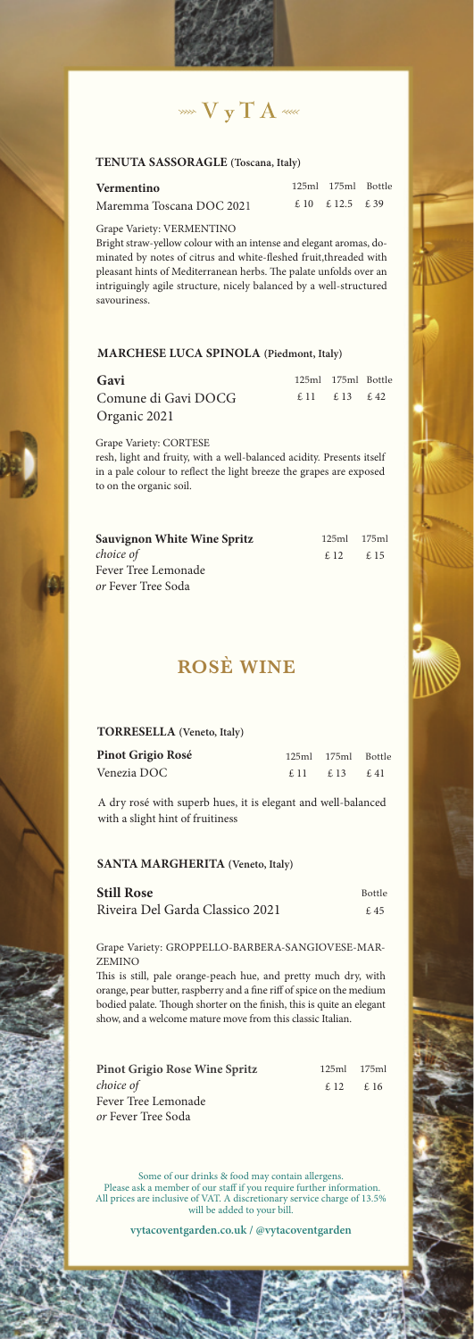# VyTA

### TENUTA SASSORAGLE (Toscana, Italy)

| **Vermentino** | 125ml | 175ml | Bottle |
|---|---|---|---|
| Maremma Toscana DOC 2021 | £ 10 | £ 12.5 | £ 39 |

Grape Variety: VERMENTINO
Bright straw-yellow colour with an intense and elegant aromas, dominated by notes of citrus and white-fleshed fruit,threaded with pleasant hints of Mediterranean herbs. The palate unfolds over an intriguingly agile structure, nicely balanced by a well-structured savouriness.

### MARCHESE LUCA SPINOLA (Piedmont, Italy)

| **Gavi** | 125ml | 175ml | Bottle |
|---|---|---|---|
| Comune di Gavi DOCG Organic 2021 | £ 11 | £ 13 | £ 42 |

Grape Variety: CORTESE
resh, light and fruity, with a well-balanced acidity. Presents itself in a pale colour to reflect the light breeze the grapes are exposed to on the organic soil.

| **Sauvignon White Wine Spritz** | 125ml | 175ml |
|---|---|---|
| *choice of* Fever Tree Lemonade *or* Fever Tree Soda | £ 12 | £ 15 |

## ROSÈ WINE

### TORRESELLA (Veneto, Italy)

| **Pinot Grigio Rosé** | 125ml | 175ml | Bottle |
|---|---|---|---|
| Venezia DOC | £ 11 | £ 13 | £ 41 |

A dry rosé with superb hues, it is elegant and well-balanced with a slight hint of fruitiness

### SANTA MARGHERITA (Veneto, Italy)

| **Still Rose** | Bottle |
|---|---|
| Riveira Del Garda Classico 2021 | £ 45 |

Grape Variety: GROPPELLO-BARBERA-SANGIOVESE-MARZEMINO
This is still, pale orange-peach hue, and pretty much dry, with orange, pear butter, raspberry and a fine riff of spice on the medium bodied palate. Though shorter on the finish, this is quite an elegant show, and a welcome mature move from this classic Italian.

| **Pinot Grigio Rose Wine Spritz** | 125ml | 175ml |
|---|---|---|
| *choice of* Fever Tree Lemonade *or* Fever Tree Soda | £ 12 | £ 16 |

Some of our drinks & food may contain allergens.
Please ask a member of our staff if you require further information.
All prices are inclusive of VAT. A discretionary service charge of 13.5% will be added to your bill.

**vytacoventgarden.co.uk / @vytacoventgarden**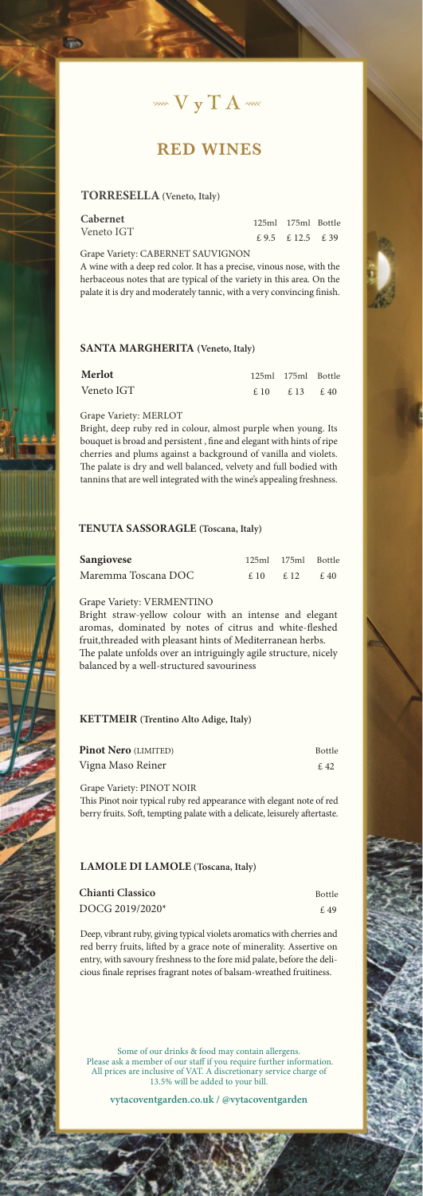# ⋙ V y T A ⋘

## RED WINES

### TORRESELLA (Veneto, Italy)

| **Cabernet** Veneto IGT | 125ml | 175ml | Bottle |
|---|---|---|---|
| | £ 9.5 | £ 12.5 | £ 39 |

Grape Variety: CABERNET SAUVIGNON

A wine with a deep red color. It has a precise, vinous nose, with the herbaceous notes that are typical of the variety in this area. On the palate it is dry and moderately tannic, with a very convincing finish.

### SANTA MARGHERITA (Veneto, Italy)

| **Merlot** | 125ml | 175ml | Bottle |
|---|---|---|---|
| Veneto IGT | £ 10 | £ 13 | £ 40 |

Grape Variety: MERLOT

Bright, deep ruby red in colour, almost purple when young. Its bouquet is broad and persistent , fine and elegant with hints of ripe cherries and plums against a background of vanilla and violets. The palate is dry and well balanced, velvety and full bodied with tannins that are well integrated with the wine's appealing freshness.

### TENUTA SASSORAGLE (Toscana, Italy)

| **Sangiovese** | 125ml | 175ml | Bottle |
|---|---|---|---|
| Maremma Toscana DOC | £ 10 | £ 12 | £ 40 |

Grape Variety: VERMENTINO

Bright straw-yellow colour with an intense and elegant aromas, dominated by notes of citrus and white-fleshed fruit,threaded with pleasant hints of Mediterranean herbs. The palate unfolds over an intriguingly agile structure, nicely balanced by a well-structured savouriness

### KETTMEIR (Trentino Alto Adige, Italy)

| **Pinot Nero** (LIMITED) | Bottle |
|---|---|
| Vigna Maso Reiner | £ 42 |

Grape Variety: PINOT NOIR

This Pinot noir typical ruby red appearance with elegant note of red berry fruits. Soft, tempting palate with a delicate, leisurely aftertaste.

### LAMOLE DI LAMOLE (Toscana, Italy)

| **Chianti Classico** | Bottle |
|---|---|
| DOCG 2019/2020* | £ 49 |

Deep, vibrant ruby, giving typical violets aromatics with cherries and red berry fruits, lifted by a grace note of minerality. Assertive on entry, with savoury freshness to the fore mid palate, before the delicious finale reprises fragrant notes of balsam-wreathed fruitiness.

Some of our drinks & food may contain allergens.
Please ask a member of our staff if you require further information.
All prices are inclusive of VAT. A discretionary service charge of 13.5% will be added to your bill.

**vytacoventgarden.co.uk / @vytacoventgarden**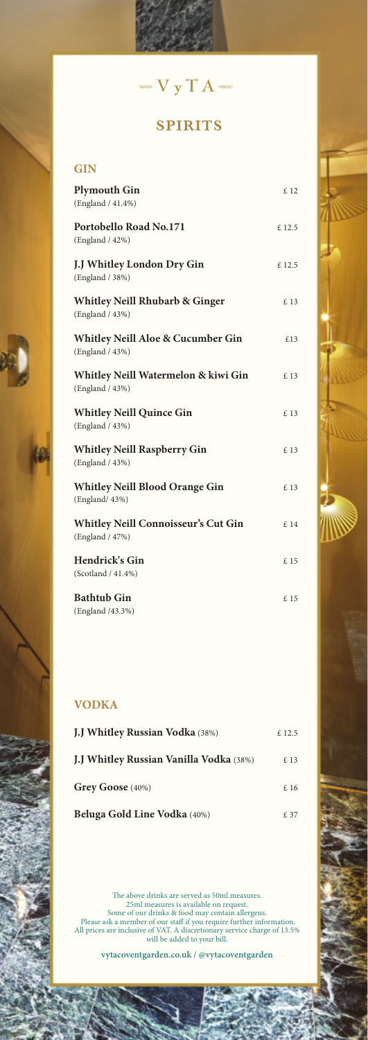# VyTA

## SPIRITS

### GIN

| | |
|---|---|
| **Plymouth Gin** (England / 41.4%) | £ 12 |
| **Portobello Road No.171** (England / 42%) | £ 12.5 |
| **J.J Whitley London Dry Gin** (England / 38%) | £ 12.5 |
| **Whitley Neill Rhubarb & Ginger** (England / 43%) | £ 13 |
| **Whitley Neill Aloe & Cucumber Gin** (England / 43%) | £13 |
| **Whitley Neill Watermelon & kiwi Gin** (England / 43%) | £ 13 |
| **Whitley Neill Quince Gin** (England / 43%) | £ 13 |
| **Whitley Neill Raspberry Gin** (England / 43%) | £ 13 |
| **Whitley Neill Blood Orange Gin** (England/ 43%) | £ 13 |
| **Whitley Neill Connoisseur's Cut Gin** (England / 47%) | £ 14 |
| **Hendrick's Gin** (Scotland / 41.4%) | £ 15 |
| **Bathtub Gin** (England /43.3%) | £ 15 |

### VODKA

| | |
|---|---|
| **J.J Whitley Russian Vodka** (38%) | £ 12.5 |
| **J.J Whitley Russian Vanilla Vodka** (38%) | £ 13 |
| **Grey Goose** (40%) | £ 16 |
| **Beluga Gold Line Vodka** (40%) | £ 37 |

The above drinks are served as 50ml measures.
25ml measures is available on request.
Some of our drinks & food may contain allergens.
Please ask a member of our staff if you require further information.
All prices are inclusive of VAT. A discretionary service charge of 13.5% will be added to your bill.

**vytacoventgarden.co.uk / @vytacoventgarden**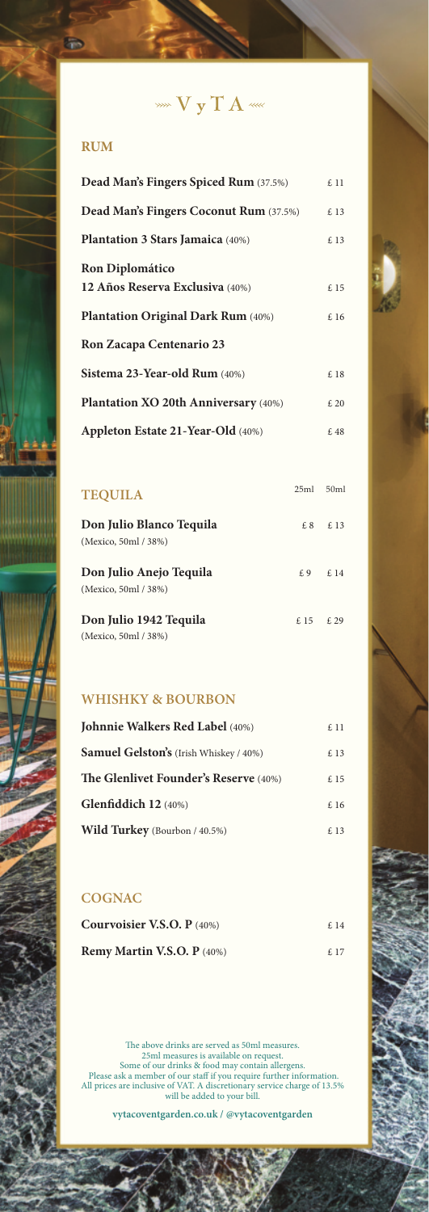# VyTA

## RUM

| | |
|---|---|
| **Dead Man's Fingers Spiced Rum** (37.5%) | £ 11 |
| **Dead Man's Fingers Coconut Rum** (37.5%) | £ 13 |
| **Plantation 3 Stars Jamaica** (40%) | £ 13 |
| **Ron Diplomático 12 Años Reserva Exclusiva** (40%) | £ 15 |
| **Plantation Original Dark Rum** (40%) | £ 16 |
| **Ron Zacapa Centenario 23** | |
| **Sistema 23-Year-old Rum** (40%) | £ 18 |
| **Plantation XO 20th Anniversary** (40%) | £ 20 |
| **Appleton Estate 21-Year-Old** (40%) | £ 48 |

## TEQUILA

| | 25ml | 50ml |
|---|---|---|
| **Don Julio Blanco Tequila** (Mexico, 50ml / 38%) | £ 8 | £ 13 |
| **Don Julio Anejo Tequila** (Mexico, 50ml / 38%) | £ 9 | £ 14 |
| **Don Julio 1942 Tequila** (Mexico, 50ml / 38%) | £ 15 | £ 29 |

## WHISHKY & BOURBON

| | |
|---|---|
| **Johnnie Walkers Red Label** (40%) | £ 11 |
| **Samuel Gelston's** (Irish Whiskey / 40%) | £ 13 |
| **The Glenlivet Founder's Reserve** (40%) | £ 15 |
| **Glenfiddich 12** (40%) | £ 16 |
| **Wild Turkey** (Bourbon / 40.5%) | £ 13 |

## COGNAC

| | |
|---|---|
| **Courvoisier V.S.O. P** (40%) | £ 14 |
| **Remy Martin V.S.O. P** (40%) | £ 17 |

The above drinks are served as 50ml measures.
25ml measures is available on request.
Some of our drinks & food may contain allergens.
Please ask a member of our staff if you require further information.
All prices are inclusive of VAT. A discretionary service charge of 13.5% will be added to your bill.

**vytacoventgarden.co.uk / @vytacoventgarden**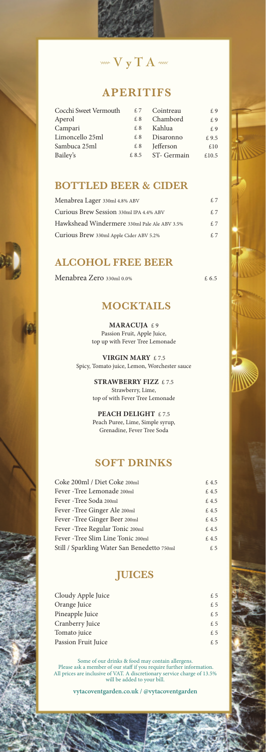# VyTA

## APERITIFS

| | | | |
|---|---|---|---|
| Cocchi Sweet Vermouth | £ 7 | Cointreau | £ 9 |
| Aperol | £ 8 | Chambord | £ 9 |
| Campari | £ 8 | Kahlua | £ 9 |
| Limoncello 25ml | £ 8 | Disaronno | £ 9.5 |
| Sambuca 25ml | £ 8 | Jefferson | £10 |
| Bailey's | £ 8.5 | ST- Germain | £10.5 |

## BOTTLED BEER & CIDER

| | |
|---|---|
| Menabrea Lager 330ml 4.8% ABV | £ 7 |
| Curious Brew Session 330ml IPA 4.4% ABV | £ 7 |
| Hawkshead Windermere 330ml Pale Ale ABV 3.5% | £ 7 |
| Curious Brew 330ml Apple Cider ABV 5.2% | £ 7 |

## ALCOHOL FREE BEER

| | |
|---|---|
| Menabrea Zero 330ml 0.0% | £ 6.5 |

## MOCKTAILS

**MARACUJA** £ 9
Passion Fruit, Apple Juice,
top up with Fever Tree Lemonade

**VIRGIN MARY** £ 7.5
Spicy, Tomato juice, Lemon, Worchester sauce

**STRAWBERRY FIZZ** £ 7.5
Strawberry, Lime,
top of with Fever Tree Lemonade

**PEACH DELIGHT** £ 7.5
Peach Puree, Lime, Simple syrup,
Grenadine, Fever Tree Soda

## SOFT DRINKS

| | |
|---|---|
| Coke 200ml / Diet Coke 200ml | £ 4.5 |
| Fever -Tree Lemonade 200ml | £ 4.5 |
| Fever -Tree Soda 200ml | £ 4.5 |
| Fever -Tree Ginger Ale 200ml | £ 4.5 |
| Fever -Tree Ginger Beer 200ml | £ 4.5 |
| Fever -Tree Regular Tonic 200ml | £ 4.5 |
| Fever -Tree Slim Line Tonic 200ml | £ 4.5 |
| Still / Sparkling Water San Benedetto 750ml | £ 5 |

## JUICES

| | |
|---|---|
| Cloudy Apple Juice | £ 5 |
| Orange Juice | £ 5 |
| Pineapple Juice | £ 5 |
| Cranberry Juice | £ 5 |
| Tomato juice | £ 5 |
| Passion Fruit Juice | £ 5 |

Some of our drinks & food may contain allergens.
Please ask a member of our staff if you require further information.
All prices are inclusive of VAT. A discretionary service charge of 13.5% will be added to your bill.

**vytacoventgarden.co.uk / @vytacoventgarden**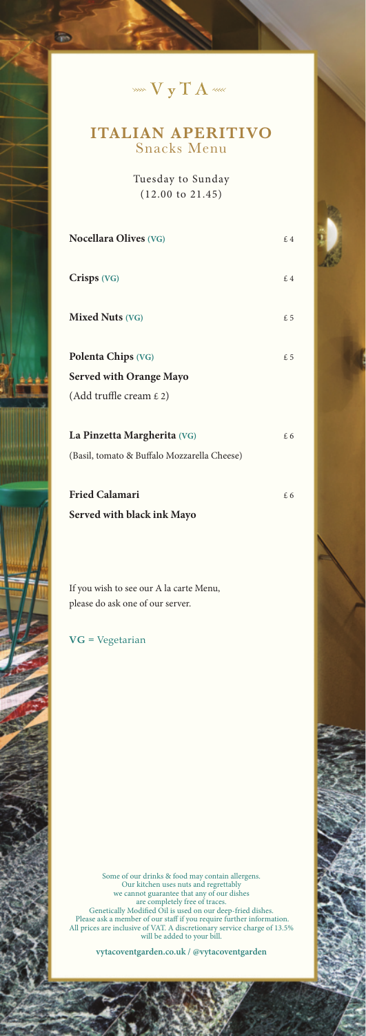# VyTA

## ITALIAN APERITIVO
### Snacks Menu

Tuesday to Sunday
(12.00 to 21.45)

| | |
|---|---|
| **Nocellara Olives** (VG) | £ 4 |
| **Crisps** (VG) | £ 4 |
| **Mixed Nuts** (VG) | £ 5 |
| **Polenta Chips** (VG)<br>**Served with Orange Mayo**<br>(Add truffle cream £ 2) | £ 5 |
| **La Pinzetta Margherita** (VG)<br>(Basil, tomato & Buffalo Mozzarella Cheese) | £ 6 |
| **Fried Calamari**<br>**Served with black ink Mayo** | £ 6 |

If you wish to see our A la carte Menu, please do ask one of our server.

**VG** = Vegetarian

Some of our drinks & food may contain allergens.
Our kitchen uses nuts and regrettably we cannot guarantee that any of our dishes are completely free of traces.
Genetically Modified Oil is used on our deep-fried dishes.
Please ask a member of our staff if you require further information.
All prices are inclusive of VAT. A discretionary service charge of 13.5% will be added to your bill.

**vytacoventgarden.co.uk / @vytacoventgarden**